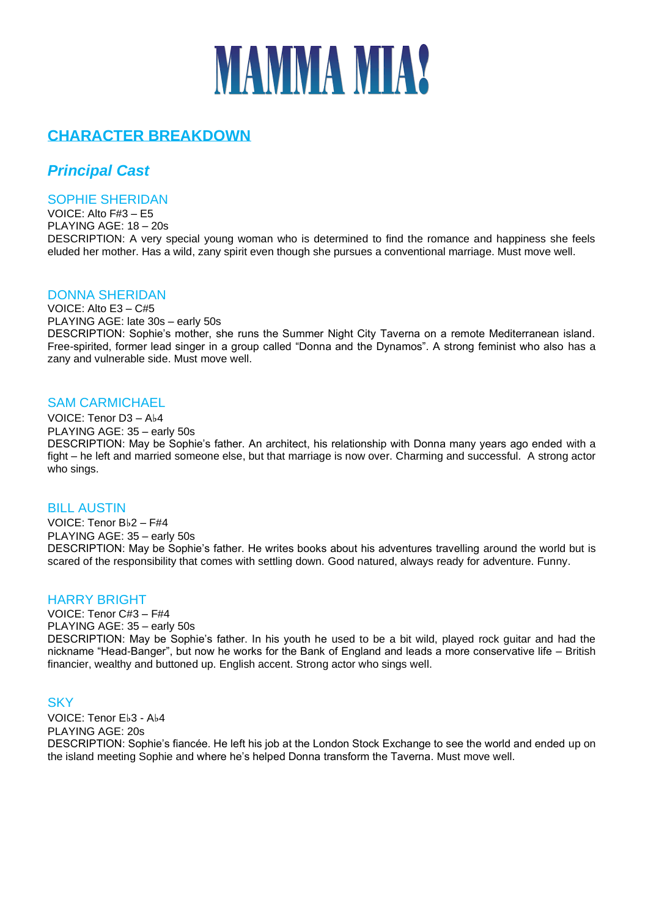# MAMMA MIA!

## CHARACTER BREAKDOWN

### *Principal Cast*

#### SOPHIE SHERIDAN

VOICE: Alto F#3 – E5
PLAYING AGE: 18 – 20s
DESCRIPTION: A very special young woman who is determined to find the romance and happiness she feels eluded her mother. Has a wild, zany spirit even though she pursues a conventional marriage. Must move well.

#### DONNA SHERIDAN

VOICE: Alto E3 – C#5
PLAYING AGE: late 30s – early 50s
DESCRIPTION: Sophie's mother, she runs the Summer Night City Taverna on a remote Mediterranean island. Free-spirited, former lead singer in a group called "Donna and the Dynamos". A strong feminist who also has a zany and vulnerable side. Must move well.

#### SAM CARMICHAEL

VOICE: Tenor D3 – A♭4
PLAYING AGE: 35 – early 50s
DESCRIPTION: May be Sophie's father. An architect, his relationship with Donna many years ago ended with a fight – he left and married someone else, but that marriage is now over. Charming and successful. A strong actor who sings.

#### BILL AUSTIN

VOICE: Tenor B♭2 – F#4
PLAYING AGE: 35 – early 50s
DESCRIPTION: May be Sophie's father. He writes books about his adventures travelling around the world but is scared of the responsibility that comes with settling down. Good natured, always ready for adventure. Funny.

#### HARRY BRIGHT

VOICE: Tenor C#3 – F#4
PLAYING AGE: 35 – early 50s
DESCRIPTION: May be Sophie's father. In his youth he used to be a bit wild, played rock guitar and had the nickname "Head-Banger", but now he works for the Bank of England and leads a more conservative life – British financier, wealthy and buttoned up. English accent. Strong actor who sings well.

#### SKY

VOICE: Tenor E♭3 - A♭4
PLAYING AGE: 20s
DESCRIPTION: Sophie's fiancée. He left his job at the London Stock Exchange to see the world and ended up on the island meeting Sophie and where he's helped Donna transform the Taverna. Must move well.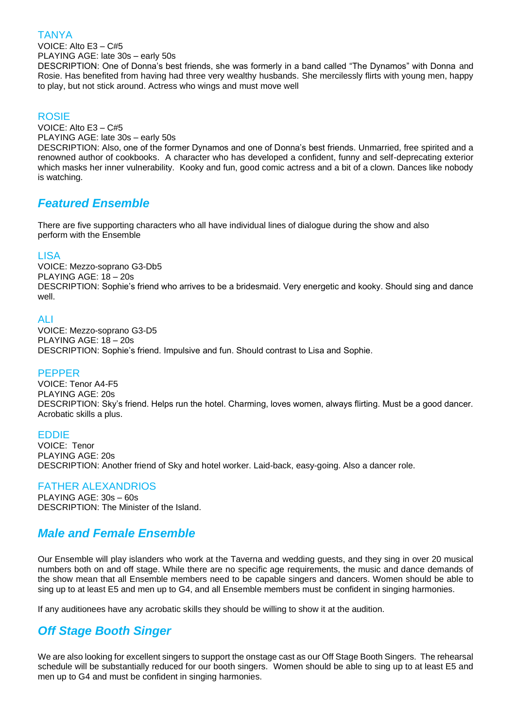### TANYA

VOICE: Alto E3 – C#5
PLAYING AGE: late 30s – early 50s
DESCRIPTION: One of Donna's best friends, she was formerly in a band called "The Dynamos" with Donna and Rosie. Has benefited from having had three very wealthy husbands. She mercilessly flirts with young men, happy to play, but not stick around. Actress who wings and must move well

### ROSIE

VOICE: Alto E3 – C#5
PLAYING AGE: late 30s – early 50s
DESCRIPTION: Also, one of the former Dynamos and one of Donna's best friends. Unmarried, free spirited and a renowned author of cookbooks. A character who has developed a confident, funny and self-deprecating exterior which masks her inner vulnerability. Kooky and fun, good comic actress and a bit of a clown. Dances like nobody is watching.

## *Featured Ensemble*

There are five supporting characters who all have individual lines of dialogue during the show and also perform with the Ensemble

### LISA

VOICE: Mezzo-soprano G3-Db5
PLAYING AGE: 18 – 20s
DESCRIPTION: Sophie's friend who arrives to be a bridesmaid. Very energetic and kooky. Should sing and dance well.

### ALI

VOICE: Mezzo-soprano G3-D5
PLAYING AGE: 18 – 20s
DESCRIPTION: Sophie's friend. Impulsive and fun. Should contrast to Lisa and Sophie.

### PEPPER

VOICE: Tenor A4-F5
PLAYING AGE: 20s
DESCRIPTION: Sky's friend. Helps run the hotel. Charming, loves women, always flirting. Must be a good dancer. Acrobatic skills a plus.

### EDDIE

VOICE: Tenor
PLAYING AGE: 20s
DESCRIPTION: Another friend of Sky and hotel worker. Laid-back, easy-going. Also a dancer role.

### FATHER ALEXANDRIOS

PLAYING AGE: 30s – 60s
DESCRIPTION: The Minister of the Island.

## *Male and Female Ensemble*

Our Ensemble will play islanders who work at the Taverna and wedding guests, and they sing in over 20 musical numbers both on and off stage. While there are no specific age requirements, the music and dance demands of the show mean that all Ensemble members need to be capable singers and dancers. Women should be able to sing up to at least E5 and men up to G4, and all Ensemble members must be confident in singing harmonies.

If any auditionees have any acrobatic skills they should be willing to show it at the audition.

## *Off Stage Booth Singer*

We are also looking for excellent singers to support the onstage cast as our Off Stage Booth Singers. The rehearsal schedule will be substantially reduced for our booth singers. Women should be able to sing up to at least E5 and men up to G4 and must be confident in singing harmonies.